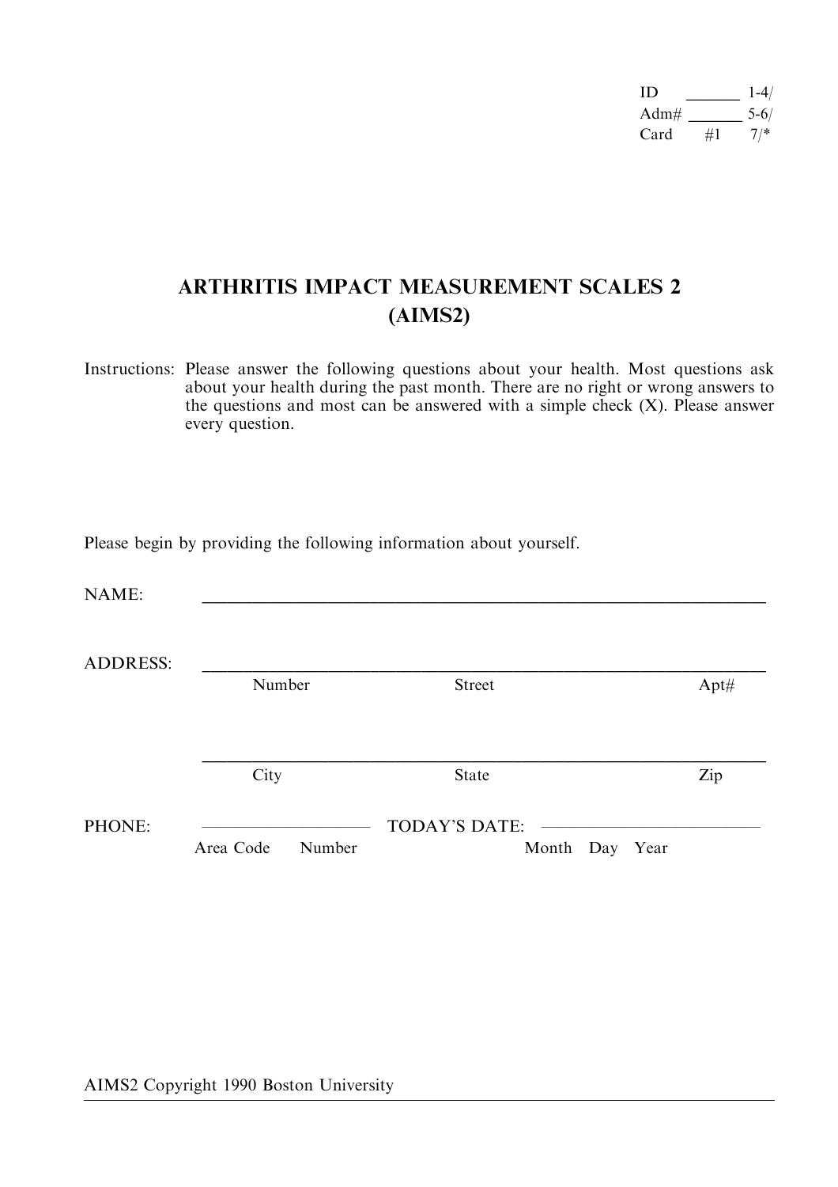ID ______ 1-4/
Adm# ______ 5-6/
Card #1 7/*

# ARTHRITIS IMPACT MEASUREMENT SCALES 2 (AIMS2)

Instructions: Please answer the following questions about your health. Most questions ask about your health during the past month. There are no right or wrong answers to the questions and most can be answered with a simple check (X). Please answer every question.

Please begin by providing the following information about yourself.

NAME: ____________________________________________

ADDRESS: ____________________________________________
Number Street Apt#

____________________________________________
City State Zip

PHONE: ________________ TODAY'S DATE: ________________
Area Code Number Month Day Year

AIMS2 Copyright 1990 Boston University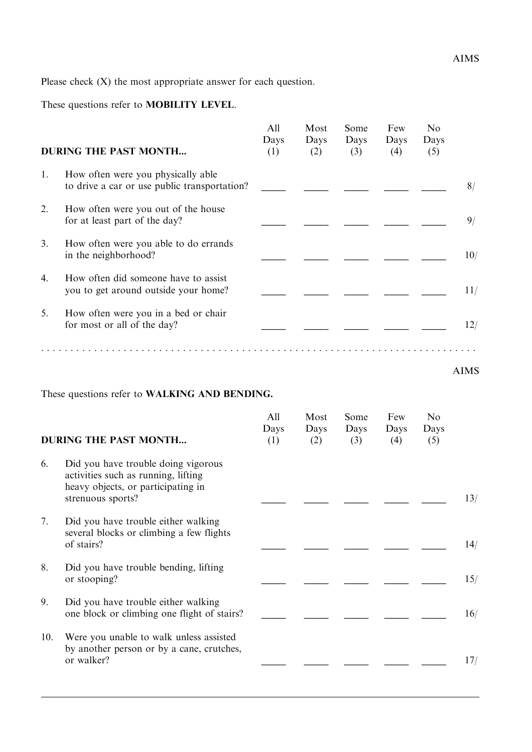AIMS

Please check (X) the most appropriate answer for each question.

These questions refer to **MOBILITY LEVEL**.

| **DURING THE PAST MONTH...** | All Days (1) | Most Days (2) | Some Days (3) | Few Days (4) | No Days (5) | |
|---|---|---|---|---|---|---|
| 1. How often were you physically able to drive a car or use public transportation? | _____ | _____ | _____ | _____ | _____ | 8/ |
| 2. How often were you out of the house for at least part of the day? | _____ | _____ | _____ | _____ | _____ | 9/ |
| 3. How often were you able to do errands in the neighborhood? | _____ | _____ | _____ | _____ | _____ | 10/ |
| 4. How often did someone have to assist you to get around outside your home? | _____ | _____ | _____ | _____ | _____ | 11/ |
| 5. How often were you in a bed or chair for most or all of the day? | _____ | _____ | _____ | _____ | _____ | 12/ |

. . . . . . . . . . . . . . . . . . . . . . . . . . . . . . . . . . . . . . . . . . . . . . . . . . . . . . . . . . . . . . . . . . .

AIMS

These questions refer to **WALKING AND BENDING.**

| **DURING THE PAST MONTH...** | All Days (1) | Most Days (2) | Some Days (3) | Few Days (4) | No Days (5) | |
|---|---|---|---|---|---|---|
| 6. Did you have trouble doing vigorous activities such as running, lifting heavy objects, or participating in strenuous sports? | _____ | _____ | _____ | _____ | _____ | 13/ |
| 7. Did you have trouble either walking several blocks or climbing a few flights of stairs? | _____ | _____ | _____ | _____ | _____ | 14/ |
| 8. Did you have trouble bending, lifting or stooping? | _____ | _____ | _____ | _____ | _____ | 15/ |
| 9. Did you have trouble either walking one block or climbing one flight of stairs? | _____ | _____ | _____ | _____ | _____ | 16/ |
| 10. Were you unable to walk unless assisted by another person or by a cane, crutches, or walker? | _____ | _____ | _____ | _____ | _____ | 17/ |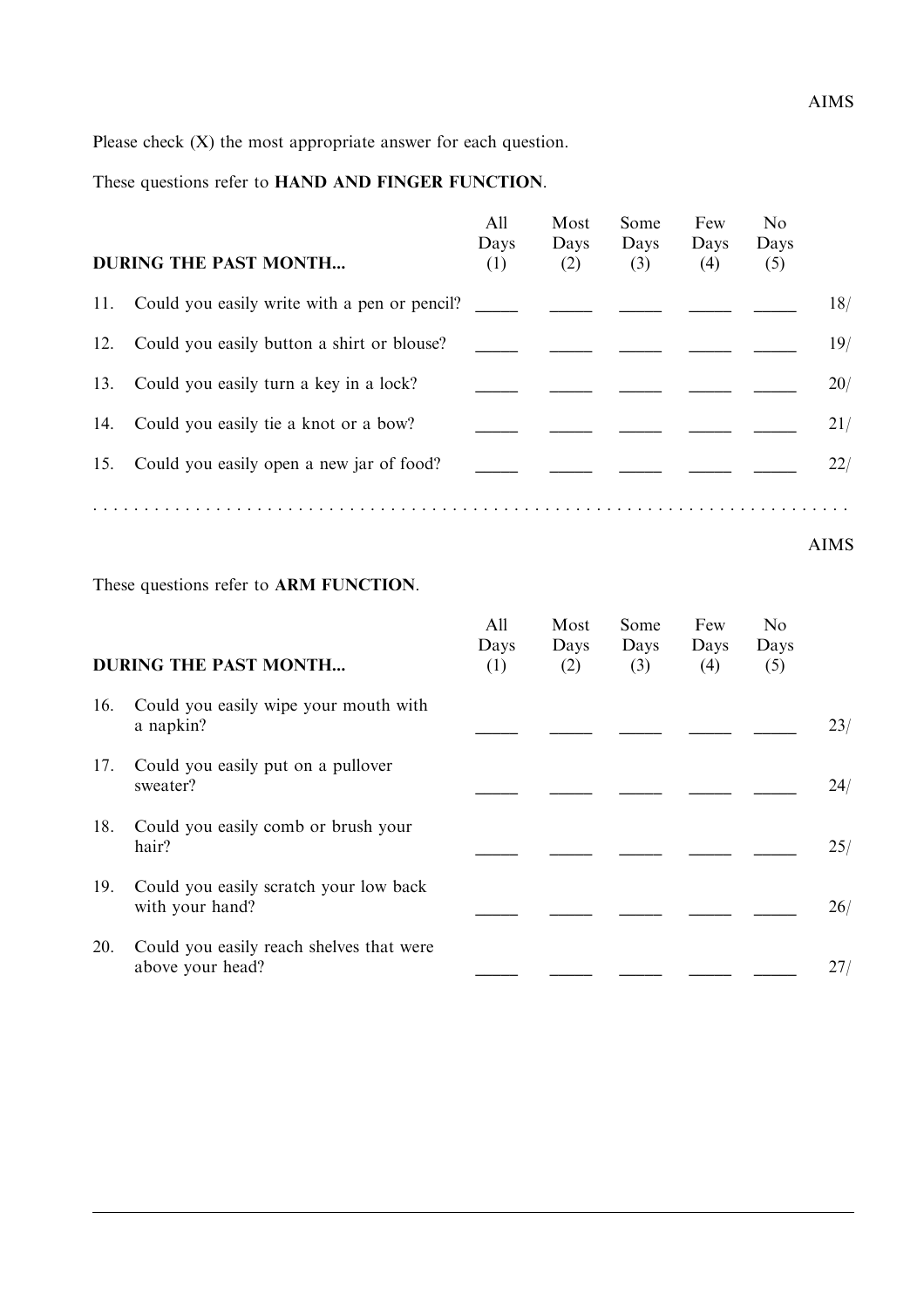AIMS

Please check (X) the most appropriate answer for each question.

These questions refer to **HAND AND FINGER FUNCTION**.

| **DURING THE PAST MONTH...** | All Days (1) | Most Days (2) | Some Days (3) | Few Days (4) | No Days (5) | |
|---|---|---|---|---|---|---|
| 11. Could you easily write with a pen or pencil? | _____ | _____ | _____ | _____ | _____ | 18/ |
| 12. Could you easily button a shirt or blouse? | _____ | _____ | _____ | _____ | _____ | 19/ |
| 13. Could you easily turn a key in a lock? | _____ | _____ | _____ | _____ | _____ | 20/ |
| 14. Could you easily tie a knot or a bow? | _____ | _____ | _____ | _____ | _____ | 21/ |
| 15. Could you easily open a new jar of food? | _____ | _____ | _____ | _____ | _____ | 22/ |

. . . . . . . . . . . . . . . . . . . . . . . . . . . . . . . . . . . . . . . . . . . . . . . . . . . . . . . . . . . . . . . . . . . . . . . .

AIMS

These questions refer to **ARM FUNCTION**.

| **DURING THE PAST MONTH...** | All Days (1) | Most Days (2) | Some Days (3) | Few Days (4) | No Days (5) | |
|---|---|---|---|---|---|---|
| 16. Could you easily wipe your mouth with a napkin? | _____ | _____ | _____ | _____ | _____ | 23/ |
| 17. Could you easily put on a pullover sweater? | _____ | _____ | _____ | _____ | _____ | 24/ |
| 18. Could you easily comb or brush your hair? | _____ | _____ | _____ | _____ | _____ | 25/ |
| 19. Could you easily scratch your low back with your hand? | _____ | _____ | _____ | _____ | _____ | 26/ |
| 20. Could you easily reach shelves that were above your head? | _____ | _____ | _____ | _____ | _____ | 27/ |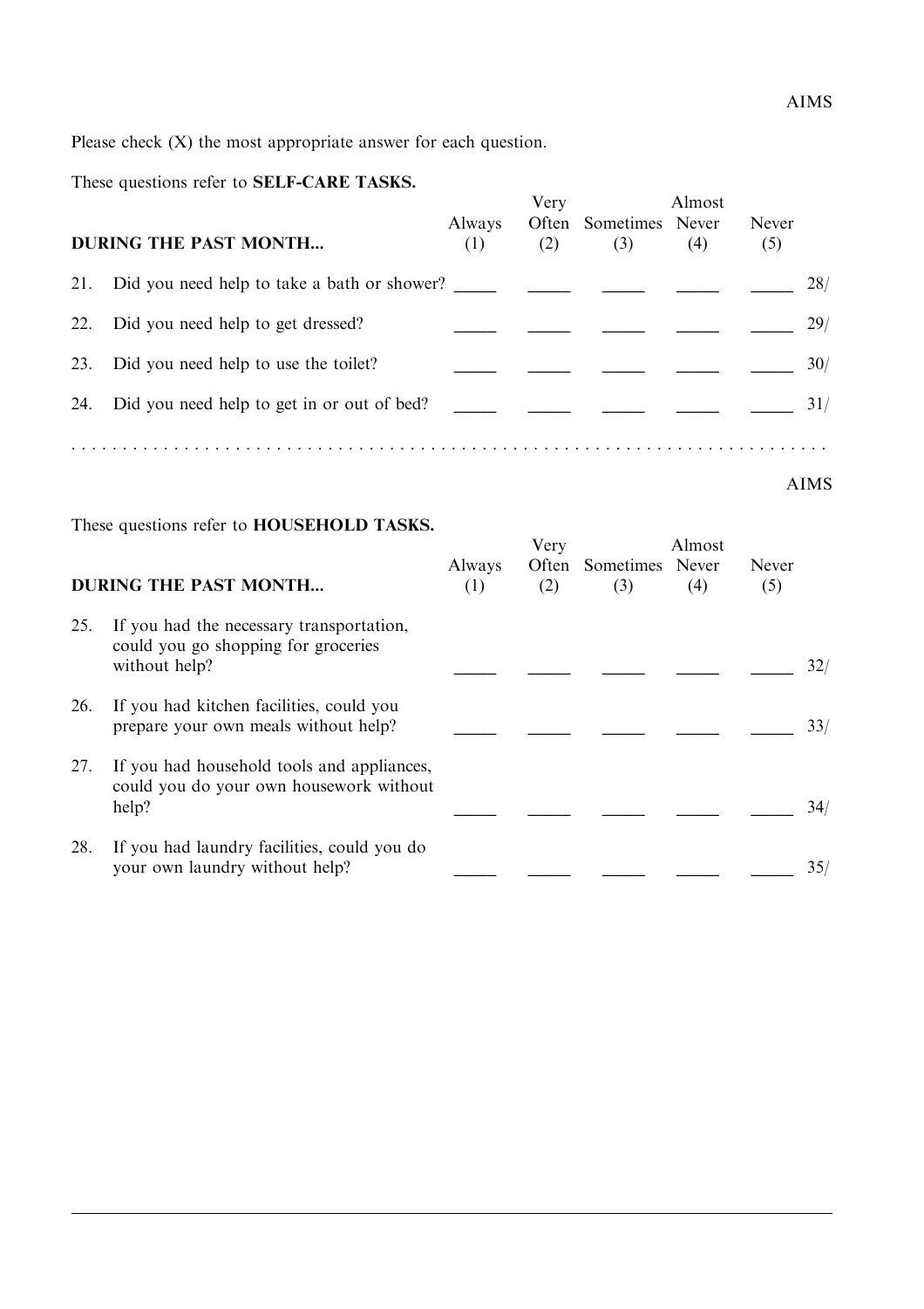AIMS

Please check (X) the most appropriate answer for each question.

These questions refer to **SELF-CARE TASKS.**

| **DURING THE PAST MONTH...** | Always (1) | Very Often (2) | Sometimes (3) | Almost Never (4) | Never (5) | |
|---|---|---|---|---|---|---|
| 21. Did you need help to take a bath or shower? | _____ | _____ | _____ | _____ | _____ | 28/ |
| 22. Did you need help to get dressed? | _____ | _____ | _____ | _____ | _____ | 29/ |
| 23. Did you need help to use the toilet? | _____ | _____ | _____ | _____ | _____ | 30/ |
| 24. Did you need help to get in or out of bed? | _____ | _____ | _____ | _____ | _____ | 31/ |

AIMS

These questions refer to **HOUSEHOLD TASKS.**

| **DURING THE PAST MONTH...** | Always (1) | Very Often (2) | Sometimes (3) | Almost Never (4) | Never (5) | |
|---|---|---|---|---|---|---|
| 25. If you had the necessary transportation, could you go shopping for groceries without help? | _____ | _____ | _____ | _____ | _____ | 32/ |
| 26. If you had kitchen facilities, could you prepare your own meals without help? | _____ | _____ | _____ | _____ | _____ | 33/ |
| 27. If you had household tools and appliances, could you do your own housework without help? | _____ | _____ | _____ | _____ | _____ | 34/ |
| 28. If you had laundry facilities, could you do your own laundry without help? | _____ | _____ | _____ | _____ | _____ | 35/ |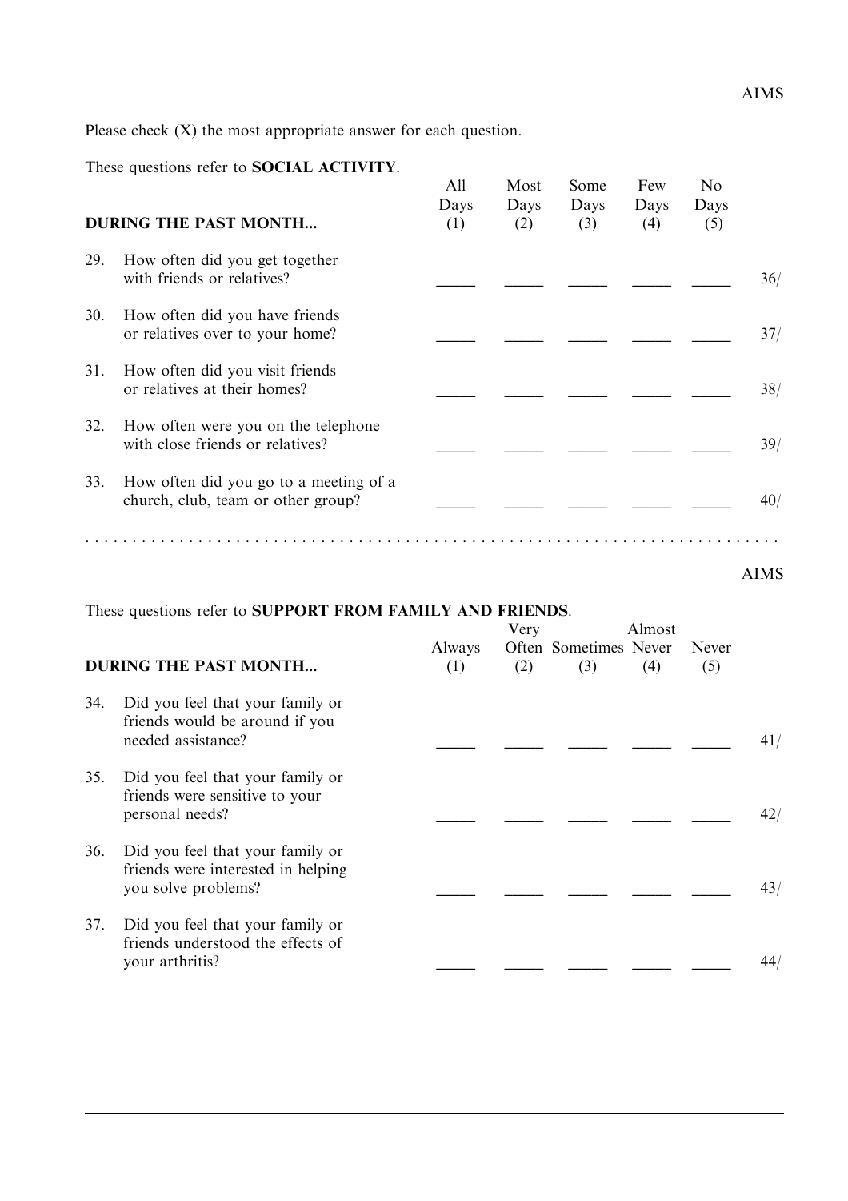Please check (X) the most appropriate answer for each question.

These questions refer to **SOCIAL ACTIVITY**.

| **DURING THE PAST MONTH...** | All Days (1) | Most Days (2) | Some Days (3) | Few Days (4) | No Days (5) | |
|---|---|---|---|---|---|---|
| 29. How often did you get together with friends or relatives? | _____ | _____ | _____ | _____ | _____ | 36/ |
| 30. How often did you have friends or relatives over to your home? | _____ | _____ | _____ | _____ | _____ | 37/ |
| 31. How often did you visit friends or relatives at their homes? | _____ | _____ | _____ | _____ | _____ | 38/ |
| 32. How often were you on the telephone with close friends or relatives? | _____ | _____ | _____ | _____ | _____ | 39/ |
| 33. How often did you go to a meeting of a church, club, team or other group? | _____ | _____ | _____ | _____ | _____ | 40/ |

. . . . . . . . . . . . . . . . . . . . . . . . . . . . . . . . . . . . . . . . . . . . . . . . . . . . . . . . . . . . . . . . . . . . . . . .

These questions refer to **SUPPORT FROM FAMILY AND FRIENDS**.

| **DURING THE PAST MONTH...** | Always (1) | Very Often (2) | Sometimes (3) | Almost Never (4) | Never (5) | |
|---|---|---|---|---|---|---|
| 34. Did you feel that your family or friends would be around if you needed assistance? | _____ | _____ | _____ | _____ | _____ | 41/ |
| 35. Did you feel that your family or friends were sensitive to your personal needs? | _____ | _____ | _____ | _____ | _____ | 42/ |
| 36. Did you feel that your family or friends were interested in helping you solve problems? | _____ | _____ | _____ | _____ | _____ | 43/ |
| 37. Did you feel that your family or friends understood the effects of your arthritis? | _____ | _____ | _____ | _____ | _____ | 44/ |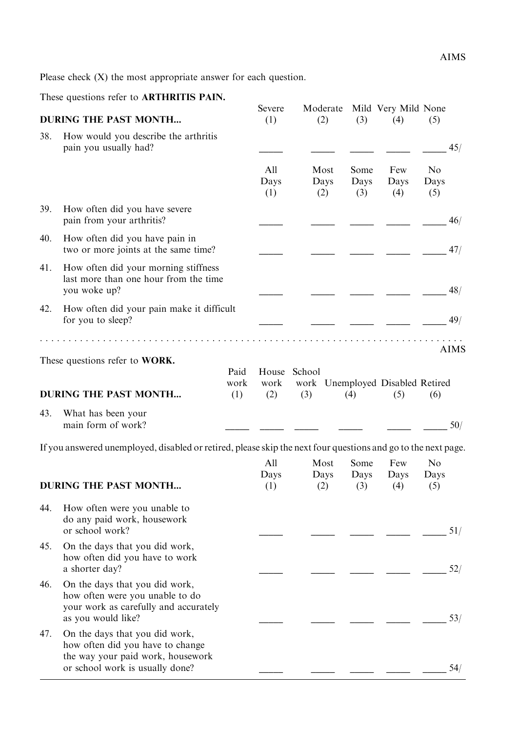AIMS

Please check (X) the most appropriate answer for each question.

These questions refer to **ARTHRITIS PAIN.**

| **DURING THE PAST MONTH...** | Severe (1) | Moderate (2) | Mild (3) | Very Mild (4) | None (5) | |
|---|---|---|---|---|---|---|
| 38. How would you describe the arthritis pain you usually had? | _____ | _____ | _____ | _____ | _____ | 45/ |

| | All Days (1) | Most Days (2) | Some Days (3) | Few Days (4) | No Days (5) | |
|---|---|---|---|---|---|---|
| 39. How often did you have severe pain from your arthritis? | _____ | _____ | _____ | _____ | _____ | 46/ |
| 40. How often did you have pain in two or more joints at the same time? | _____ | _____ | _____ | _____ | _____ | 47/ |
| 41. How often did your morning stiffness last more than one hour from the time you woke up? | _____ | _____ | _____ | _____ | _____ | 48/ |
| 42. How often did your pain make it difficult for you to sleep? | _____ | _____ | _____ | _____ | _____ | 49/ |

. . . . . . . . . . . . . . . . . . . . . . . . . . . . . . . . . . . . . . . . . . . . . . . . . . . . . . . . . . . . . . . . . . . .

AIMS

These questions refer to **WORK.**

| **DURING THE PAST MONTH...** | Paid work (1) | House work (2) | School work (3) | Unemployed (4) | Disabled (5) | Retired (6) | |
|---|---|---|---|---|---|---|---|
| 43. What has been your main form of work? | _____ | _____ | _____ | _____ | _____ | _____ | 50/ |

If you answered unemployed, disabled or retired, please skip the next four questions and go to the next page.

| **DURING THE PAST MONTH...** | All Days (1) | Most Days (2) | Some Days (3) | Few Days (4) | No Days (5) | |
|---|---|---|---|---|---|---|
| 44. How often were you unable to do any paid work, housework or school work? | _____ | _____ | _____ | _____ | _____ | 51/ |
| 45. On the days that you did work, how often did you have to work a shorter day? | _____ | _____ | _____ | _____ | _____ | 52/ |
| 46. On the days that you did work, how often were you unable to do your work as carefully and accurately as you would like? | _____ | _____ | _____ | _____ | _____ | 53/ |
| 47. On the days that you did work, how often did you have to change the way your paid work, housework or school work is usually done? | _____ | _____ | _____ | _____ | _____ | 54/ |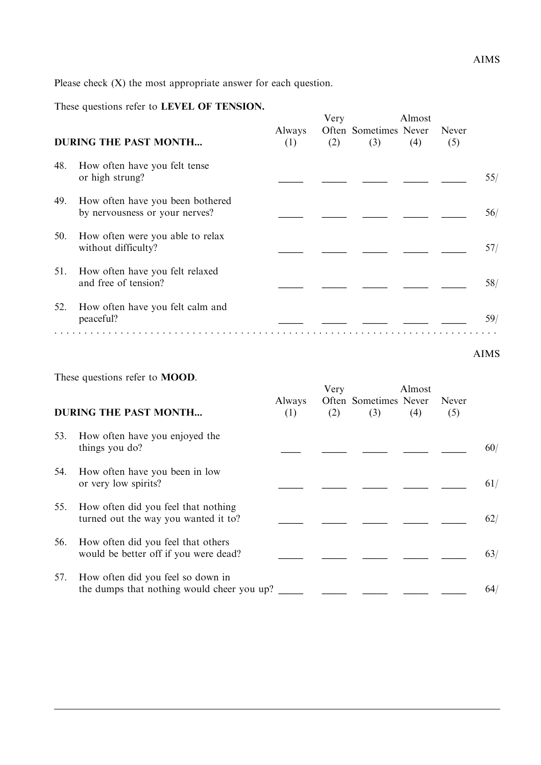AIMS

Please check (X) the most appropriate answer for each question.

These questions refer to **LEVEL OF TENSION.**

| **DURING THE PAST MONTH...** | Always (1) | Very Often (2) | Sometimes (3) | Almost Never (4) | Never (5) | |
|---|---|---|---|---|---|---|
| 48. How often have you felt tense or high strung? | _____ | _____ | _____ | _____ | _____ | 55/ |
| 49. How often have you been bothered by nervousness or your nerves? | _____ | _____ | _____ | _____ | _____ | 56/ |
| 50. How often were you able to relax without difficulty? | _____ | _____ | _____ | _____ | _____ | 57/ |
| 51. How often have you felt relaxed and free of tension? | _____ | _____ | _____ | _____ | _____ | 58/ |
| 52. How often have you felt calm and peaceful? | _____ | _____ | _____ | _____ | _____ | 59/ |

AIMS

These questions refer to **MOOD**.

| **DURING THE PAST MONTH...** | Always (1) | Very Often (2) | Sometimes (3) | Almost Never (4) | Never (5) | |
|---|---|---|---|---|---|---|
| 53. How often have you enjoyed the things you do? | ____ | _____ | _____ | _____ | _____ | 60/ |
| 54. How often have you been in low or very low spirits? | _____ | _____ | _____ | _____ | _____ | 61/ |
| 55. How often did you feel that nothing turned out the way you wanted it to? | _____ | _____ | _____ | _____ | _____ | 62/ |
| 56. How often did you feel that others would be better off if you were dead? | _____ | _____ | _____ | _____ | _____ | 63/ |
| 57. How often did you feel so down in the dumps that nothing would cheer you up? | _____ | _____ | _____ | _____ | _____ | 64/ |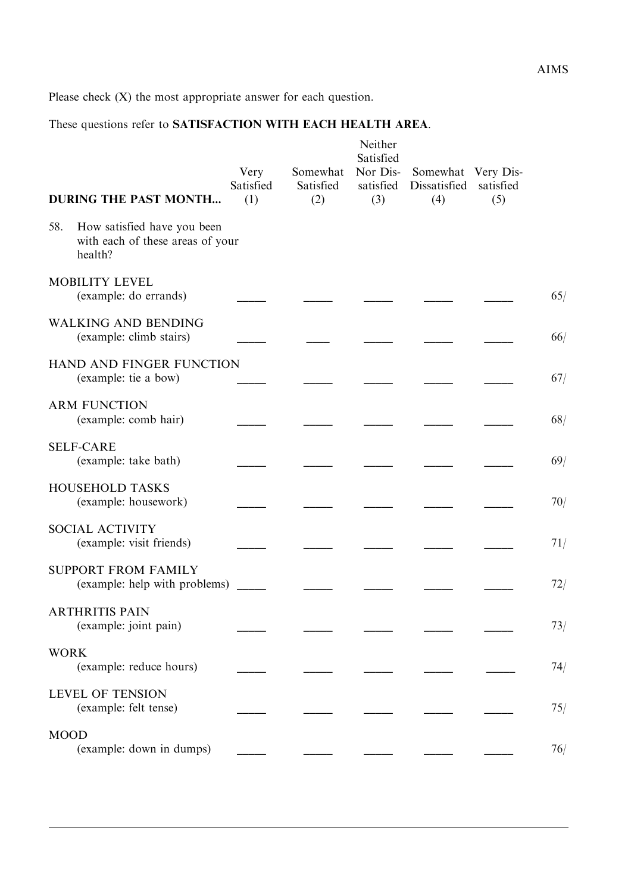Please check (X) the most appropriate answer for each question.

These questions refer to **SATISFACTION WITH EACH HEALTH AREA**.

| **DURING THE PAST MONTH...** | Very Satisfied (1) | Somewhat Satisfied (2) | Neither Satisfied Nor Dissatisfied (3) | Somewhat Dissatisfied (4) | Very Dissatisfied (5) | |
|---|---|---|---|---|---|---|
| 58. How satisfied have you been with each of these areas of your health? | | | | | | |
| MOBILITY LEVEL (example: do errands) | _____ | _____ | _____ | _____ | _____ | 65/ |
| WALKING AND BENDING (example: climb stairs) | _____ | _____ | _____ | _____ | _____ | 66/ |
| HAND AND FINGER FUNCTION (example: tie a bow) | _____ | _____ | _____ | _____ | _____ | 67/ |
| ARM FUNCTION (example: comb hair) | _____ | _____ | _____ | _____ | _____ | 68/ |
| SELF-CARE (example: take bath) | _____ | _____ | _____ | _____ | _____ | 69/ |
| HOUSEHOLD TASKS (example: housework) | _____ | _____ | _____ | _____ | _____ | 70/ |
| SOCIAL ACTIVITY (example: visit friends) | _____ | _____ | _____ | _____ | _____ | 71/ |
| SUPPORT FROM FAMILY (example: help with problems) | _____ | _____ | _____ | _____ | _____ | 72/ |
| ARTHRITIS PAIN (example: joint pain) | _____ | _____ | _____ | _____ | _____ | 73/ |
| WORK (example: reduce hours) | _____ | _____ | _____ | _____ | _____ | 74/ |
| LEVEL OF TENSION (example: felt tense) | _____ | _____ | _____ | _____ | _____ | 75/ |
| MOOD (example: down in dumps) | _____ | _____ | _____ | _____ | _____ | 76/ |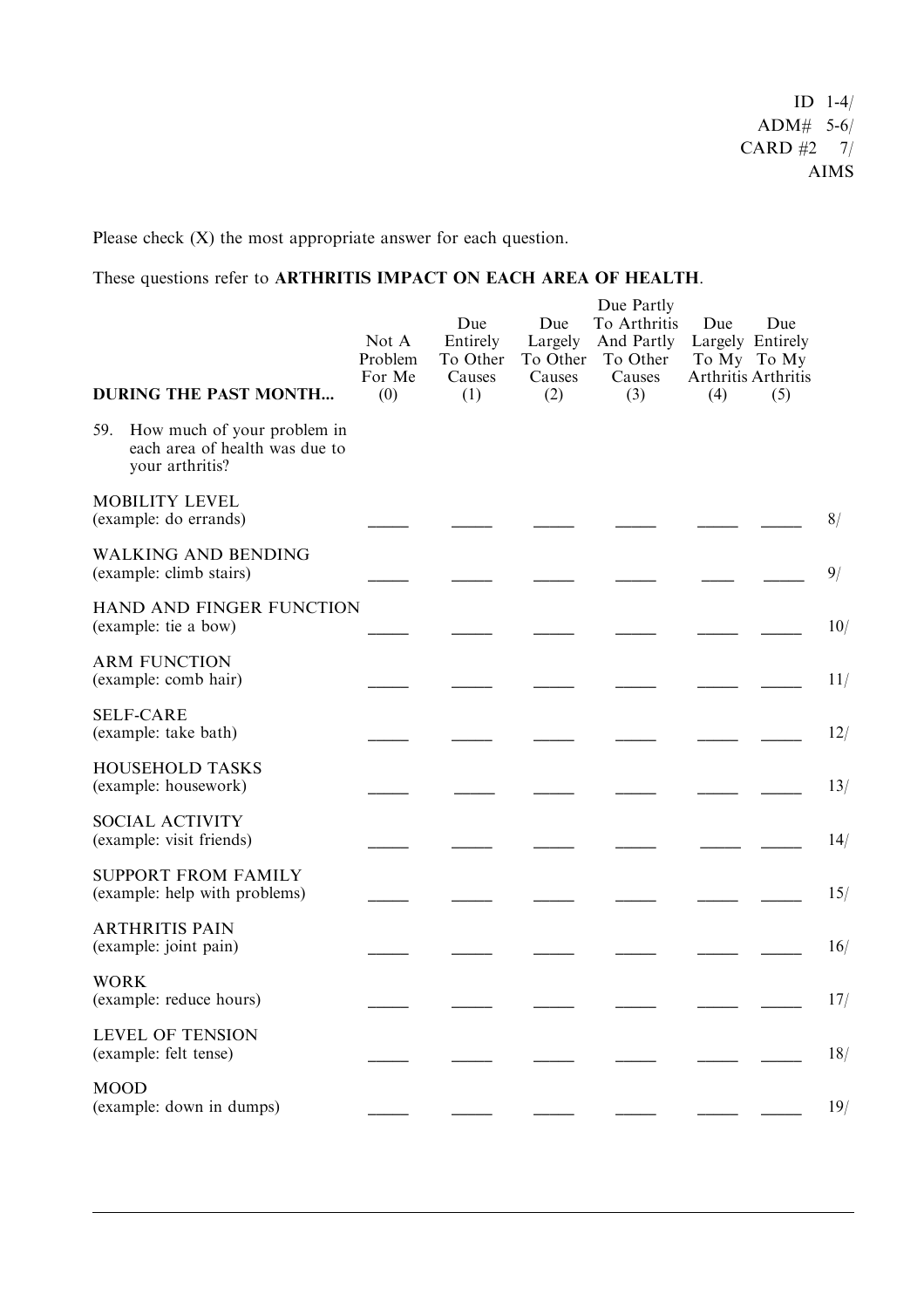ID 1-4/
ADM# 5-6/
CARD #2 7/
AIMS

Please check (X) the most appropriate answer for each question.

These questions refer to **ARTHRITIS IMPACT ON EACH AREA OF HEALTH**.

| **DURING THE PAST MONTH...** | Not A Problem For Me (0) | Due Entirely To Other Causes (1) | Due Largely To Other Causes (2) | Due Partly To Arthritis And Partly To Other Causes (3) | Due Largely To My Arthritis (4) | Due Entirely To My Arthritis (5) | |
|---|---|---|---|---|---|---|---|
| 59. How much of your problem in each area of health was due to your arthritis? | | | | | | | |
| MOBILITY LEVEL (example: do errands) | _____ | _____ | _____ | _____ | _____ | _____ | 8/ |
| WALKING AND BENDING (example: climb stairs) | _____ | _____ | _____ | _____ | _____ | _____ | 9/ |
| HAND AND FINGER FUNCTION (example: tie a bow) | _____ | _____ | _____ | _____ | _____ | _____ | 10/ |
| ARM FUNCTION (example: comb hair) | _____ | _____ | _____ | _____ | _____ | _____ | 11/ |
| SELF-CARE (example: take bath) | _____ | _____ | _____ | _____ | _____ | _____ | 12/ |
| HOUSEHOLD TASKS (example: housework) | _____ | _____ | _____ | _____ | _____ | _____ | 13/ |
| SOCIAL ACTIVITY (example: visit friends) | _____ | _____ | _____ | _____ | _____ | _____ | 14/ |
| SUPPORT FROM FAMILY (example: help with problems) | _____ | _____ | _____ | _____ | _____ | _____ | 15/ |
| ARTHRITIS PAIN (example: joint pain) | _____ | _____ | _____ | _____ | _____ | _____ | 16/ |
| WORK (example: reduce hours) | _____ | _____ | _____ | _____ | _____ | _____ | 17/ |
| LEVEL OF TENSION (example: felt tense) | _____ | _____ | _____ | _____ | _____ | _____ | 18/ |
| MOOD (example: down in dumps) | _____ | _____ | _____ | _____ | _____ | _____ | 19/ |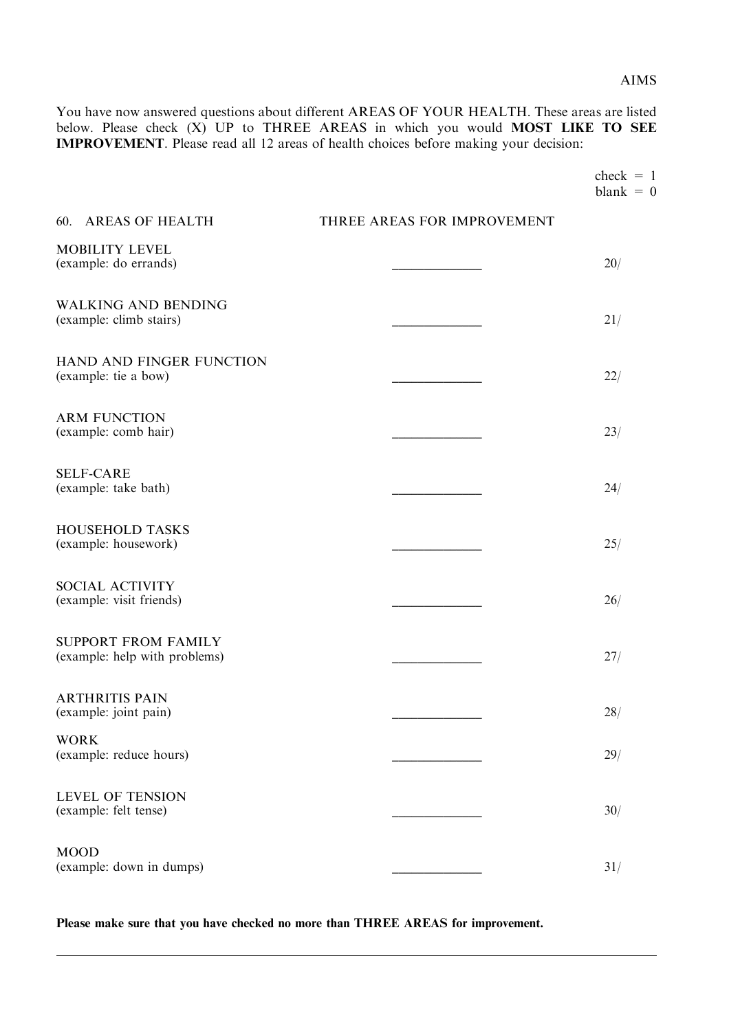You have now answered questions about different AREAS OF YOUR HEALTH. These areas are listed below. Please check (X) UP to THREE AREAS in which you would **MOST LIKE TO SEE IMPROVEMENT**. Please read all 12 areas of health choices before making your decision:

check = 1
blank = 0

| 60. AREAS OF HEALTH | THREE AREAS FOR IMPROVEMENT | |
|---|---|---|
| MOBILITY LEVEL<br>(example: do errands) | ____________ | 20/ |
| WALKING AND BENDING<br>(example: climb stairs) | ____________ | 21/ |
| HAND AND FINGER FUNCTION<br>(example: tie a bow) | ____________ | 22/ |
| ARM FUNCTION<br>(example: comb hair) | ____________ | 23/ |
| SELF-CARE<br>(example: take bath) | ____________ | 24/ |
| HOUSEHOLD TASKS<br>(example: housework) | ____________ | 25/ |
| SOCIAL ACTIVITY<br>(example: visit friends) | ____________ | 26/ |
| SUPPORT FROM FAMILY<br>(example: help with problems) | ____________ | 27/ |
| ARTHRITIS PAIN<br>(example: joint pain) | ____________ | 28/ |
| WORK<br>(example: reduce hours) | ____________ | 29/ |
| LEVEL OF TENSION<br>(example: felt tense) | ____________ | 30/ |
| MOOD<br>(example: down in dumps) | ____________ | 31/ |

**Please make sure that you have checked no more than THREE AREAS for improvement.**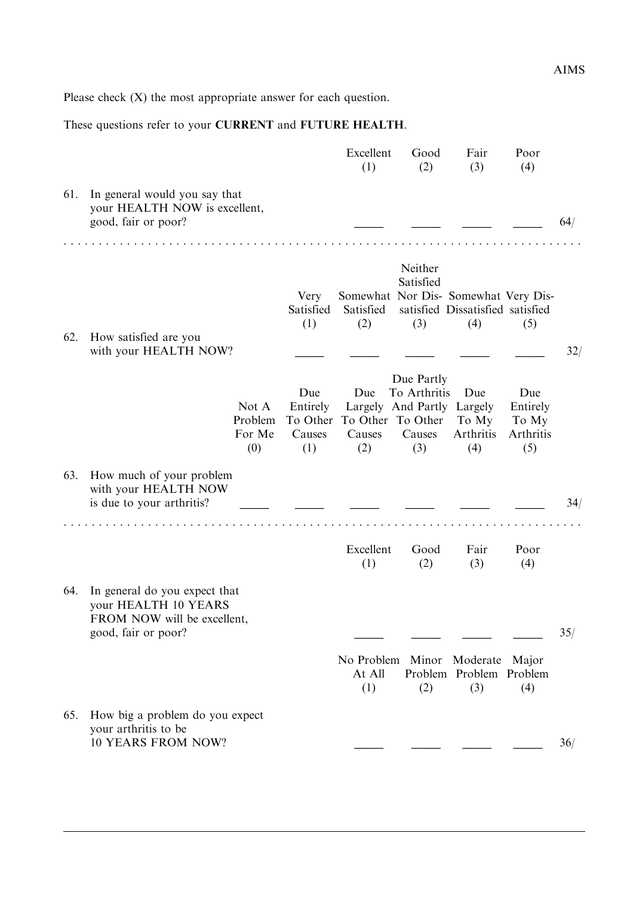Please check (X) the most appropriate answer for each question.

These questions refer to your **CURRENT** and **FUTURE HEALTH**.

| | Excellent (1) | Good (2) | Fair (3) | Poor (4) | |
|---|---|---|---|---|---|
| 61. In general would you say that your HEALTH NOW is excellent, good, fair or poor? | _____ | _____ | _____ | _____ | 64/ |

| | Very Satisfied (1) | Somewhat Satisfied (2) | Neither Satisfied Nor Dissatisfied (3) | Somewhat Dissatisfied (4) | Very Dissatisfied (5) | |
|---|---|---|---|---|---|---|
| 62. How satisfied are you with your HEALTH NOW? | _____ | _____ | _____ | _____ | _____ | 32/ |

| | Not A Problem For Me (0) | Due Entirely To Other Causes (1) | Due Largely To Other Causes (2) | Due Partly To Arthritis And Partly To Other Causes (3) | Due Largely To My Arthritis (4) | Due Entirely To My Arthritis (5) | |
|---|---|---|---|---|---|---|---|
| 63. How much of your problem with your HEALTH NOW is due to your arthritis? | _____ | _____ | _____ | _____ | _____ | _____ | 34/ |

| | Excellent (1) | Good (2) | Fair (3) | Poor (4) | |
|---|---|---|---|---|---|
| 64. In general do you expect that your HEALTH 10 YEARS FROM NOW will be excellent, good, fair or poor? | _____ | _____ | _____ | _____ | 35/ |

| | No Problem At All (1) | Minor Problem (2) | Moderate Problem (3) | Major Problem (4) | |
|---|---|---|---|---|---|
| 65. How big a problem do you expect your arthritis to be 10 YEARS FROM NOW? | _____ | _____ | _____ | _____ | 36/ |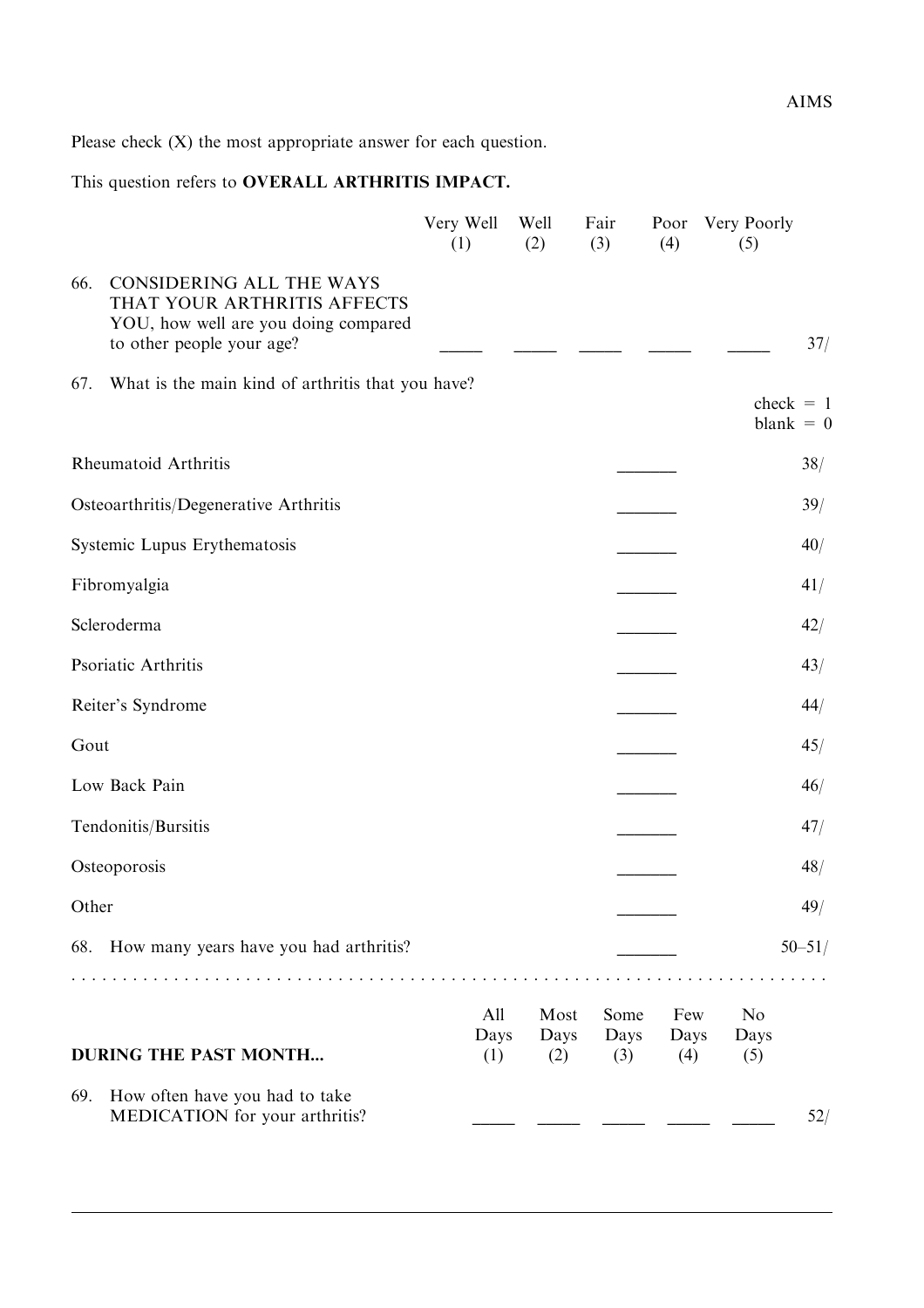Please check (X) the most appropriate answer for each question.

This question refers to **OVERALL ARTHRITIS IMPACT.**

| | Very Well (1) | Well (2) | Fair (3) | Poor (4) | Very Poorly (5) | |
|---|---|---|---|---|---|---|
| 66. CONSIDERING ALL THE WAYS THAT YOUR ARTHRITIS AFFECTS YOU, how well are you doing compared to other people your age? | _____ | _____ | _____ | _____ | _____ | 37/ |

67. What is the main kind of arthritis that you have?

check = 1
blank = 0

| | | |
|---|---|---|
| Rheumatoid Arthritis | _______ | 38/ |
| Osteoarthritis/Degenerative Arthritis | _______ | 39/ |
| Systemic Lupus Erythematosis | _______ | 40/ |
| Fibromyalgia | _______ | 41/ |
| Scleroderma | _______ | 42/ |
| Psoriatic Arthritis | _______ | 43/ |
| Reiter's Syndrome | _______ | 44/ |
| Gout | _______ | 45/ |
| Low Back Pain | _______ | 46/ |
| Tendonitis/Bursitis | _______ | 47/ |
| Osteoporosis | _______ | 48/ |
| Other | _______ | 49/ |
| 68. How many years have you had arthritis? | _______ | 50–51/ |

. . . . . . . . . . . . . . . . . . . . . . . . . . . . . . . . . . . . . . . . . . . . . . . . . . . . . . . . . . . .

| **DURING THE PAST MONTH...** | All Days (1) | Most Days (2) | Some Days (3) | Few Days (4) | No Days (5) | |
|---|---|---|---|---|---|---|
| 69. How often have you had to take MEDICATION for your arthritis? | _____ | _____ | _____ | _____ | _____ | 52/ |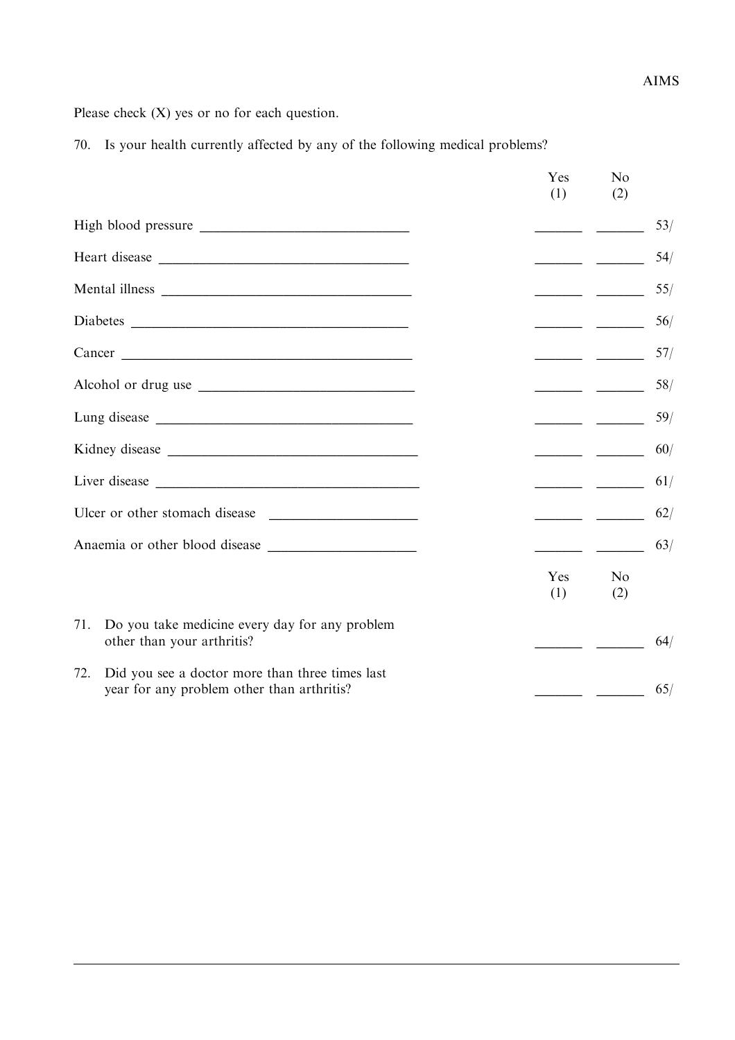Please check (X) yes or no for each question.

70. Is your health currently affected by any of the following medical problems?

| | Yes (1) | No (2) | |
|---|---|---|---|
| High blood pressure ______________________________ | ______ | ______ | 53/ |
| Heart disease ____________________________________ | ______ | ______ | 54/ |
| Mental illness ___________________________________ | ______ | ______ | 55/ |
| Diabetes ________________________________________ | ______ | ______ | 56/ |
| Cancer __________________________________________ | ______ | ______ | 57/ |
| Alcohol or drug use _______________________________ | ______ | ______ | 58/ |
| Lung disease _____________________________________ | ______ | ______ | 59/ |
| Kidney disease ____________________________________ | ______ | ______ | 60/ |
| Liver disease _____________________________________ | ______ | ______ | 61/ |
| Ulcer or other stomach disease ____________________ | ______ | ______ | 62/ |
| Anaemia or other blood disease ____________________ | ______ | ______ | 63/ |

| | Yes (1) | No (2) | |
|---|---|---|---|
| 71. Do you take medicine every day for any problem other than your arthritis? | ______ | ______ | 64/ |
| 72. Did you see a doctor more than three times last year for any problem other than arthritis? | ______ | ______ | 65/ |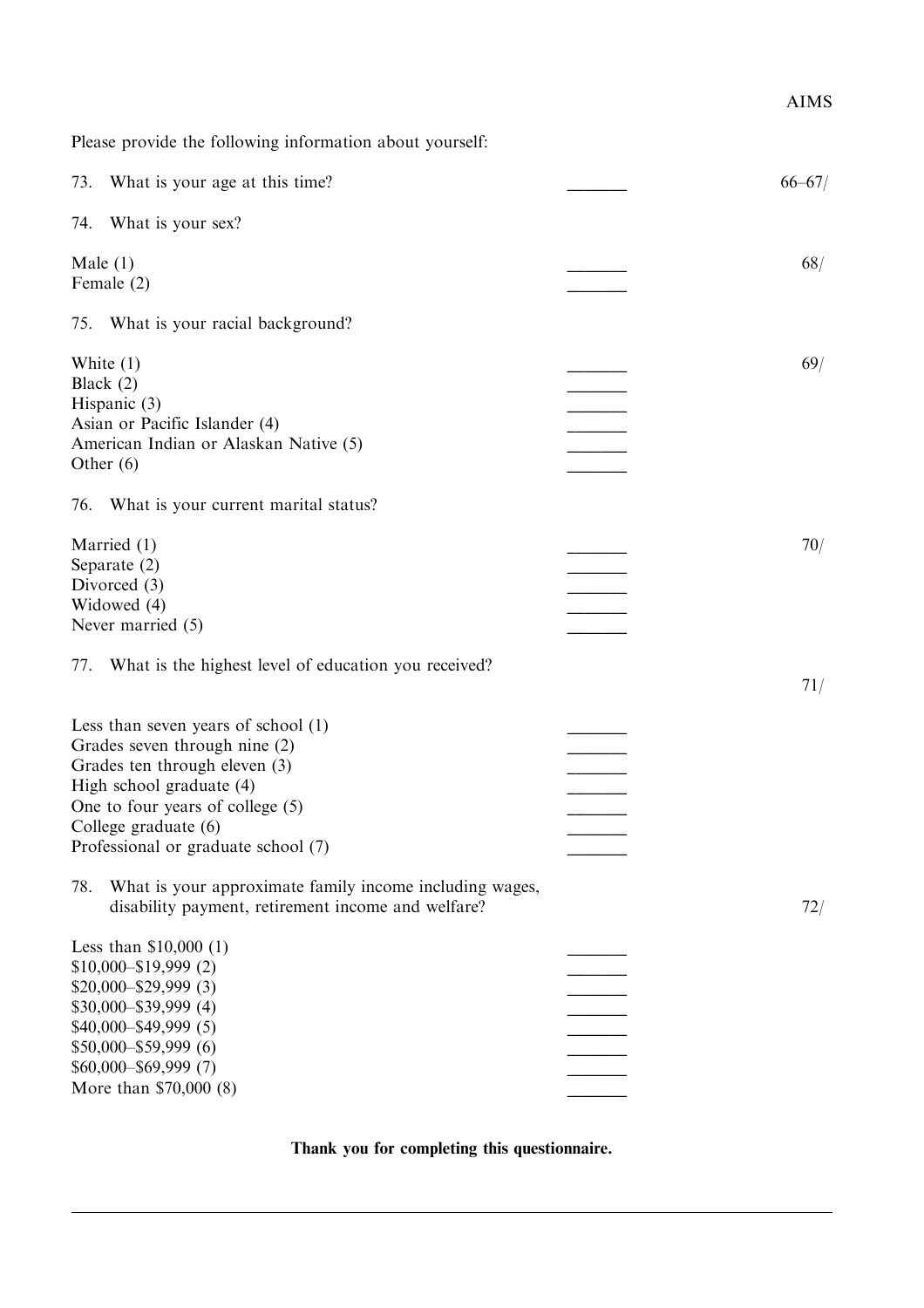Please provide the following information about yourself:

73. What is your age at this time? _______ 66–67/

74. What is your sex?

Male (1) _______ 68/
Female (2) _______

75. What is your racial background?

White (1) _______ 69/
Black (2) _______
Hispanic (3) _______
Asian or Pacific Islander (4) _______
American Indian or Alaskan Native (5) _______
Other (6) _______

76. What is your current marital status?

Married (1) _______ 70/
Separate (2) _______
Divorced (3) _______
Widowed (4) _______
Never married (5) _______

77. What is the highest level of education you received? 71/

Less than seven years of school (1) _______
Grades seven through nine (2) _______
Grades ten through eleven (3) _______
High school graduate (4) _______
One to four years of college (5) _______
College graduate (6) _______
Professional or graduate school (7) _______

78. What is your approximate family income including wages, disability payment, retirement income and welfare? 72/

Less than $10,000 (1) _______
$10,000–$19,999 (2) _______
$20,000–$29,999 (3) _______
$30,000–$39,999 (4) _______
$40,000–$49,999 (5) _______
$50,000–$59,999 (6) _______
$60,000–$69,999 (7) _______
More than $70,000 (8) _______

**Thank you for completing this questionnaire.**